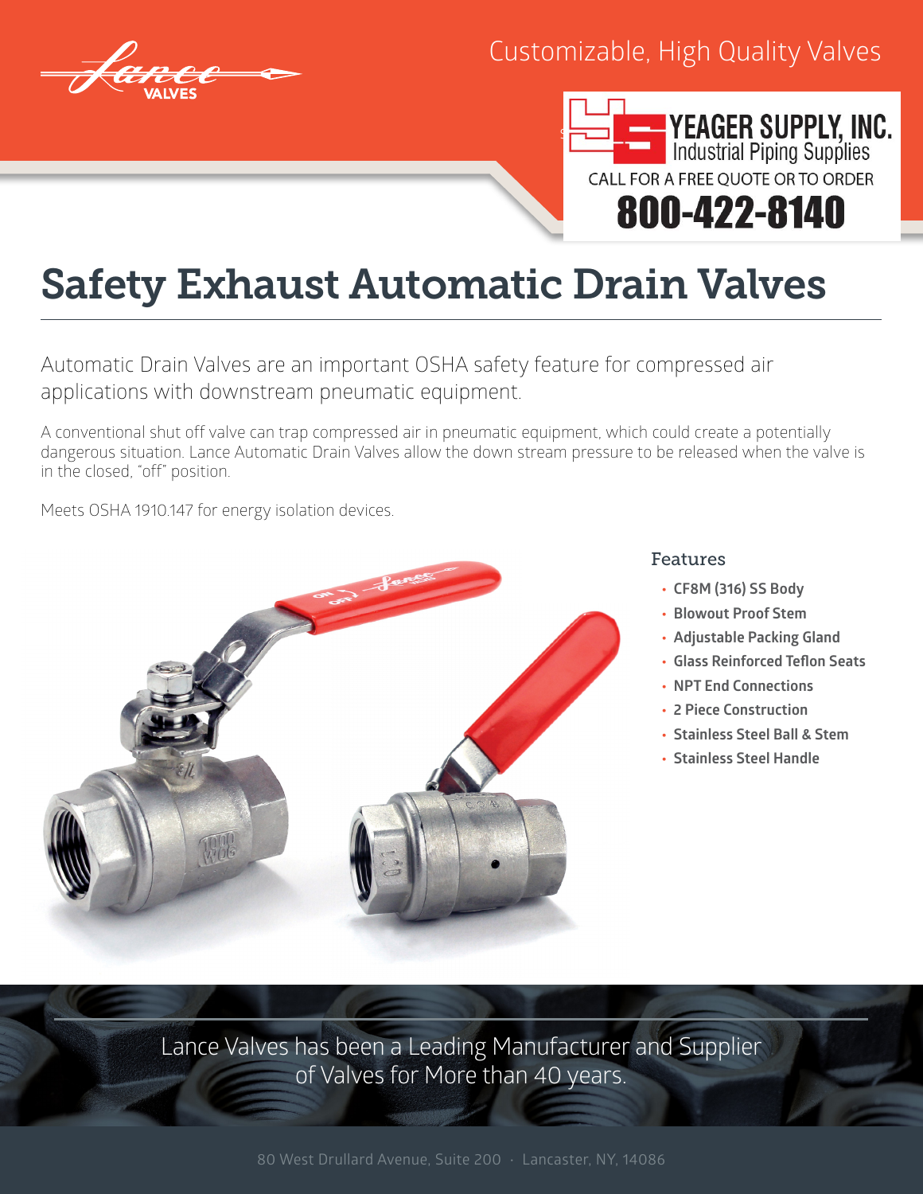Customizable, High Quality Valves

YEAGER SUPPLY, INC.
Industrial Piping Supplies
CALL FOR A FREE QUOTE OR TO ORDER
800-422-8140

# Safety Exhaust Automatic Drain Valves

Automatic Drain Valves are an important OSHA safety feature for compressed air applications with downstream pneumatic equipment.

A conventional shut off valve can trap compressed air in pneumatic equipment, which could create a potentially dangerous situation. Lance Automatic Drain Valves allow the down stream pressure to be released when the valve is in the closed, "off" position.

Meets OSHA 1910.147 for energy isolation devices.

## Features

- CF8M (316) SS Body
- Blowout Proof Stem
- Adjustable Packing Gland
- Glass Reinforced Teflon Seats
- NPT End Connections
- 2 Piece Construction
- Stainless Steel Ball & Stem
- Stainless Steel Handle

Lance Valves has been a Leading Manufacturer and Supplier of Valves for More than 40 years.

80 West Drullard Avenue, Suite 200 · Lancaster, NY, 14086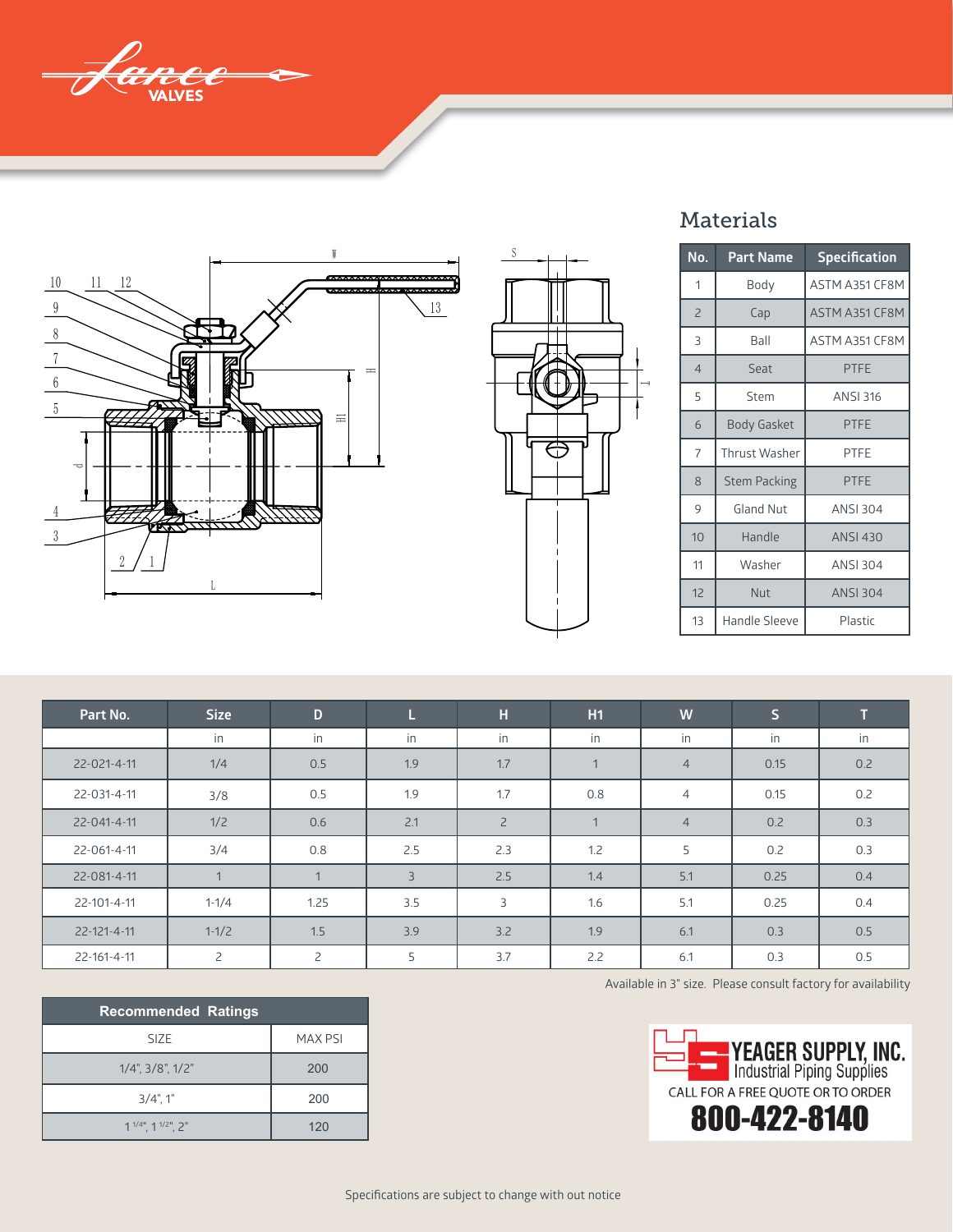## Materials

| No. | Part Name | Specification |
|---|---|---|
| 1 | Body | ASTM A351 CF8M |
| 2 | Cap | ASTM A351 CF8M |
| 3 | Ball | ASTM A351 CF8M |
| 4 | Seat | PTFE |
| 5 | Stem | ANSI 316 |
| 6 | Body Gasket | PTFE |
| 7 | Thrust Washer | PTFE |
| 8 | Stem Packing | PTFE |
| 9 | Gland Nut | ANSI 304 |
| 10 | Handle | ANSI 430 |
| 11 | Washer | ANSI 304 |
| 12 | Nut | ANSI 304 |
| 13 | Handle Sleeve | Plastic |

| Part No. | Size | D | L | H | H1 | W | S | T |
|---|---|---|---|---|---|---|---|---|
| | in | in | in | in | in | in | in | in |
| 22-021-4-11 | 1/4 | 0.5 | 1.9 | 1.7 | 1 | 4 | 0.15 | 0.2 |
| 22-031-4-11 | 3/8 | 0.5 | 1.9 | 1.7 | 0.8 | 4 | 0.15 | 0.2 |
| 22-041-4-11 | 1/2 | 0.6 | 2.1 | 2 | 1 | 4 | 0.2 | 0.3 |
| 22-061-4-11 | 3/4 | 0.8 | 2.5 | 2.3 | 1.2 | 5 | 0.2 | 0.3 |
| 22-081-4-11 | 1 | 1 | 3 | 2.5 | 1.4 | 5.1 | 0.25 | 0.4 |
| 22-101-4-11 | 1-1/4 | 1.25 | 3.5 | 3 | 1.6 | 5.1 | 0.25 | 0.4 |
| 22-121-4-11 | 1-1/2 | 1.5 | 3.9 | 3.2 | 1.9 | 6.1 | 0.3 | 0.5 |
| 22-161-4-11 | 2 | 2 | 5 | 3.7 | 2.2 | 6.1 | 0.3 | 0.5 |

Available in 3" size. Please consult factory for availability

| Recommended Ratings | |
|---|---|
| SIZE | MAX PSI |
| 1/4", 3/8", 1/2" | 200 |
| 3/4", 1" | 200 |
| 1 1/4", 1 1/2", 2" | 120 |

YEAGER SUPPLY, INC.
Industrial Piping Supplies
CALL FOR A FREE QUOTE OR TO ORDER
800-422-8140

Specifications are subject to change with out notice